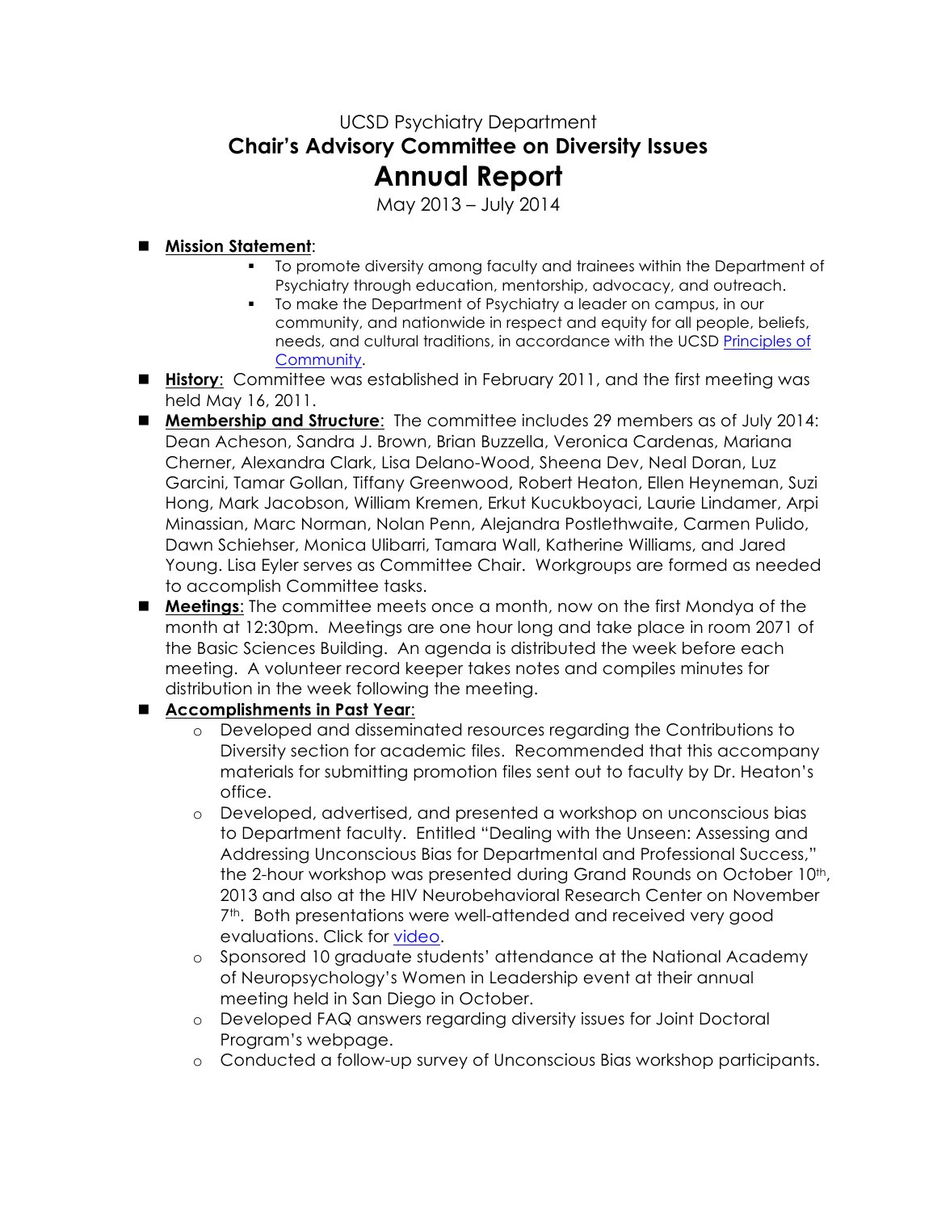# UCSD Psychiatry Department
## Chair's Advisory Committee on Diversity Issues
# Annual Report

May 2013 – July 2014

- **Mission Statement**:
  - To promote diversity among faculty and trainees within the Department of Psychiatry through education, mentorship, advocacy, and outreach.
  - To make the Department of Psychiatry a leader on campus, in our community, and nationwide in respect and equity for all people, beliefs, needs, and cultural traditions, in accordance with the UCSD [Principles of Community](#).
- **History**: Committee was established in February 2011, and the first meeting was held May 16, 2011.
- **Membership and Structure**: The committee includes 29 members as of July 2014: Dean Acheson, Sandra J. Brown, Brian Buzzella, Veronica Cardenas, Mariana Cherner, Alexandra Clark, Lisa Delano-Wood, Sheena Dev, Neal Doran, Luz Garcini, Tamar Gollan, Tiffany Greenwood, Robert Heaton, Ellen Heyneman, Suzi Hong, Mark Jacobson, William Kremen, Erkut Kucukboyaci, Laurie Lindamer, Arpi Minassian, Marc Norman, Nolan Penn, Alejandra Postlethwaite, Carmen Pulido, Dawn Schiehser, Monica Ulibarri, Tamara Wall, Katherine Williams, and Jared Young. Lisa Eyler serves as Committee Chair. Workgroups are formed as needed to accomplish Committee tasks.
- **Meetings**: The committee meets once a month, now on the first Mondya of the month at 12:30pm. Meetings are one hour long and take place in room 2071 of the Basic Sciences Building. An agenda is distributed the week before each meeting. A volunteer record keeper takes notes and compiles minutes for distribution in the week following the meeting.
- **Accomplishments in Past Year**:
  - Developed and disseminated resources regarding the Contributions to Diversity section for academic files. Recommended that this accompany materials for submitting promotion files sent out to faculty by Dr. Heaton's office.
  - Developed, advertised, and presented a workshop on unconscious bias to Department faculty. Entitled "Dealing with the Unseen: Assessing and Addressing Unconscious Bias for Departmental and Professional Success," the 2-hour workshop was presented during Grand Rounds on October 10th, 2013 and also at the HIV Neurobehavioral Research Center on November 7th. Both presentations were well-attended and received very good evaluations. Click for [video](#).
  - Sponsored 10 graduate students' attendance at the National Academy of Neuropsychology's Women in Leadership event at their annual meeting held in San Diego in October.
  - Developed FAQ answers regarding diversity issues for Joint Doctoral Program's webpage.
  - Conducted a follow-up survey of Unconscious Bias workshop participants.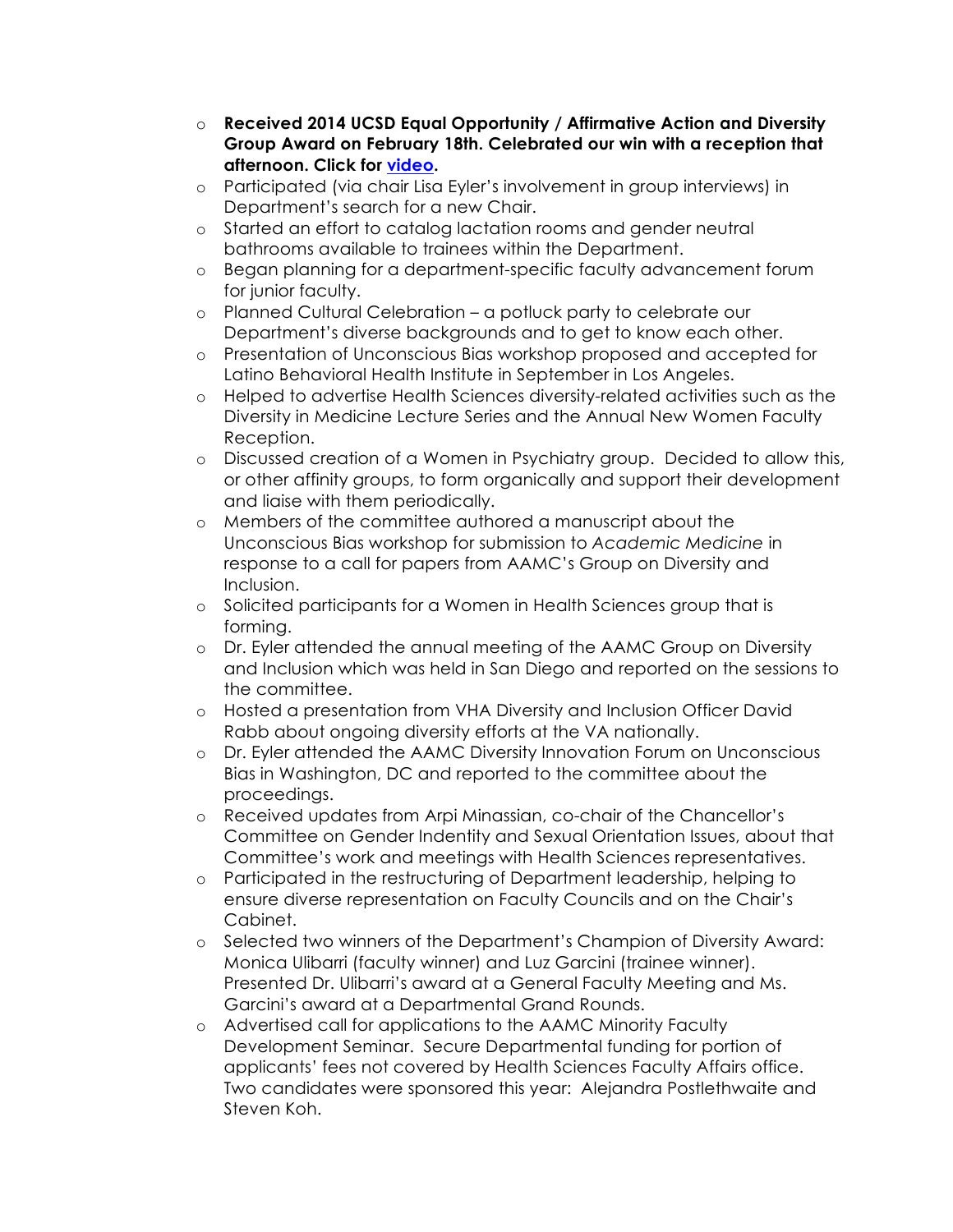- **Received 2014 UCSD Equal Opportunity / Affirmative Action and Diversity Group Award on February 18th. Celebrated our win with a reception that afternoon. Click for video.**
- Participated (via chair Lisa Eyler's involvement in group interviews) in Department's search for a new Chair.
- Started an effort to catalog lactation rooms and gender neutral bathrooms available to trainees within the Department.
- Began planning for a department-specific faculty advancement forum for junior faculty.
- Planned Cultural Celebration – a potluck party to celebrate our Department's diverse backgrounds and to get to know each other.
- Presentation of Unconscious Bias workshop proposed and accepted for Latino Behavioral Health Institute in September in Los Angeles.
- Helped to advertise Health Sciences diversity-related activities such as the Diversity in Medicine Lecture Series and the Annual New Women Faculty Reception.
- Discussed creation of a Women in Psychiatry group. Decided to allow this, or other affinity groups, to form organically and support their development and liaise with them periodically.
- Members of the committee authored a manuscript about the Unconscious Bias workshop for submission to *Academic Medicine* in response to a call for papers from AAMC's Group on Diversity and Inclusion.
- Solicited participants for a Women in Health Sciences group that is forming.
- Dr. Eyler attended the annual meeting of the AAMC Group on Diversity and Inclusion which was held in San Diego and reported on the sessions to the committee.
- Hosted a presentation from VHA Diversity and Inclusion Officer David Rabb about ongoing diversity efforts at the VA nationally.
- Dr. Eyler attended the AAMC Diversity Innovation Forum on Unconscious Bias in Washington, DC and reported to the committee about the proceedings.
- Received updates from Arpi Minassian, co-chair of the Chancellor's Committee on Gender Indentity and Sexual Orientation Issues, about that Committee's work and meetings with Health Sciences representatives.
- Participated in the restructuring of Department leadership, helping to ensure diverse representation on Faculty Councils and on the Chair's Cabinet.
- Selected two winners of the Department's Champion of Diversity Award: Monica Ulibarri (faculty winner) and Luz Garcini (trainee winner). Presented Dr. Ulibarri's award at a General Faculty Meeting and Ms. Garcini's award at a Departmental Grand Rounds.
- Advertised call for applications to the AAMC Minority Faculty Development Seminar. Secure Departmental funding for portion of applicants' fees not covered by Health Sciences Faculty Affairs office. Two candidates were sponsored this year: Alejandra Postlethwaite and Steven Koh.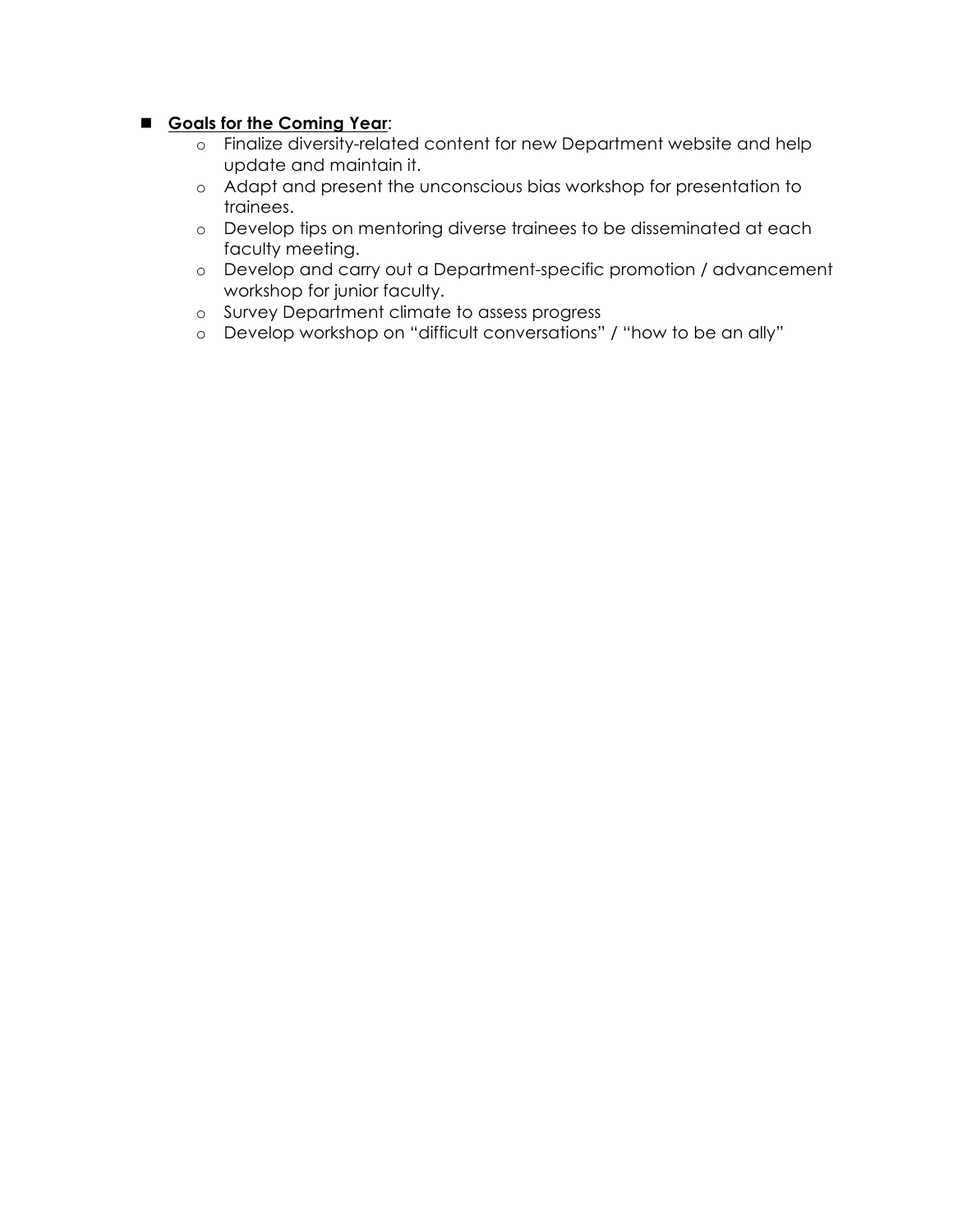- **<u>Goals for the Coming Year</u>**:
  - Finalize diversity-related content for new Department website and help update and maintain it.
  - Adapt and present the unconscious bias workshop for presentation to trainees.
  - Develop tips on mentoring diverse trainees to be disseminated at each faculty meeting.
  - Develop and carry out a Department-specific promotion / advancement workshop for junior faculty.
  - Survey Department climate to assess progress
  - Develop workshop on "difficult conversations" / "how to be an ally"